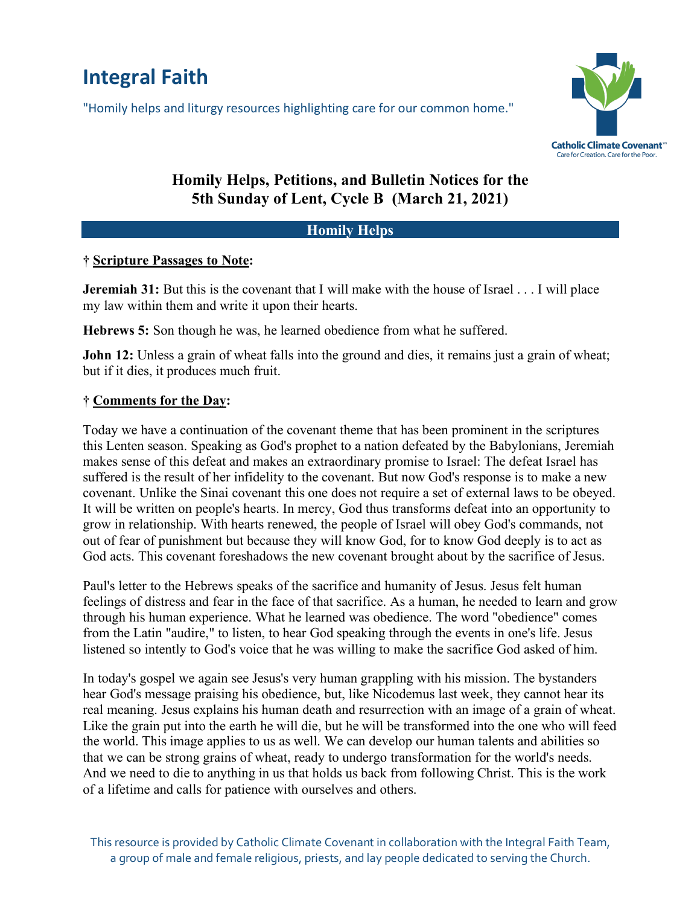# Integral Faith

"Homily helps and liturgy resources highlighting care for our common home."

Catholic Climate Covenant
Care for Creation. Care for the Poor.

## Homily Helps, Petitions, and Bulletin Notices for the 5th Sunday of Lent, Cycle B (March 21, 2021)

### Homily Helps

**† Scripture Passages to Note:**

**Jeremiah 31:** But this is the covenant that I will make with the house of Israel . . . I will place my law within them and write it upon their hearts.

**Hebrews 5:** Son though he was, he learned obedience from what he suffered.

**John 12:** Unless a grain of wheat falls into the ground and dies, it remains just a grain of wheat; but if it dies, it produces much fruit.

**† Comments for the Day:**

Today we have a continuation of the covenant theme that has been prominent in the scriptures this Lenten season. Speaking as God's prophet to a nation defeated by the Babylonians, Jeremiah makes sense of this defeat and makes an extraordinary promise to Israel: The defeat Israel has suffered is the result of her infidelity to the covenant. But now God's response is to make a new covenant. Unlike the Sinai covenant this one does not require a set of external laws to be obeyed. It will be written on people's hearts. In mercy, God thus transforms defeat into an opportunity to grow in relationship. With hearts renewed, the people of Israel will obey God's commands, not out of fear of punishment but because they will know God, for to know God deeply is to act as God acts. This covenant foreshadows the new covenant brought about by the sacrifice of Jesus.

Paul's letter to the Hebrews speaks of the sacrifice and humanity of Jesus. Jesus felt human feelings of distress and fear in the face of that sacrifice. As a human, he needed to learn and grow through his human experience. What he learned was obedience. The word "obedience" comes from the Latin "audire," to listen, to hear God speaking through the events in one's life. Jesus listened so intently to God's voice that he was willing to make the sacrifice God asked of him.

In today's gospel we again see Jesus's very human grappling with his mission. The bystanders hear God's message praising his obedience, but, like Nicodemus last week, they cannot hear its real meaning. Jesus explains his human death and resurrection with an image of a grain of wheat. Like the grain put into the earth he will die, but he will be transformed into the one who will feed the world. This image applies to us as well. We can develop our human talents and abilities so that we can be strong grains of wheat, ready to undergo transformation for the world's needs. And we need to die to anything in us that holds us back from following Christ. This is the work of a lifetime and calls for patience with ourselves and others.

This resource is provided by Catholic Climate Covenant in collaboration with the Integral Faith Team, a group of male and female religious, priests, and lay people dedicated to serving the Church.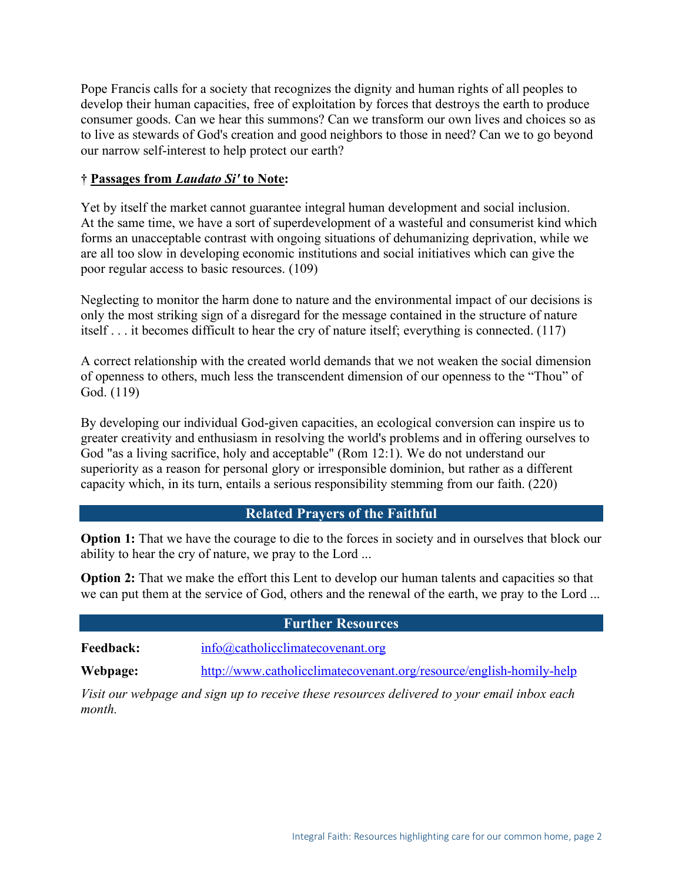Pope Francis calls for a society that recognizes the dignity and human rights of all peoples to develop their human capacities, free of exploitation by forces that destroys the earth to produce consumer goods. Can we hear this summons? Can we transform our own lives and choices so as to live as stewards of God's creation and good neighbors to those in need? Can we to go beyond our narrow self-interest to help protect our earth?

**† __Passages from *Laudato Si'* to Note__:**

Yet by itself the market cannot guarantee integral human development and social inclusion. At the same time, we have a sort of superdevelopment of a wasteful and consumerist kind which forms an unacceptable contrast with ongoing situations of dehumanizing deprivation, while we are all too slow in developing economic institutions and social initiatives which can give the poor regular access to basic resources. (109)

Neglecting to monitor the harm done to nature and the environmental impact of our decisions is only the most striking sign of a disregard for the message contained in the structure of nature itself . . . it becomes difficult to hear the cry of nature itself; everything is connected. (117)

A correct relationship with the created world demands that we not weaken the social dimension of openness to others, much less the transcendent dimension of our openness to the "Thou" of God. (119)

By developing our individual God-given capacities, an ecological conversion can inspire us to greater creativity and enthusiasm in resolving the world's problems and in offering ourselves to God "as a living sacrifice, holy and acceptable" (Rom 12:1). We do not understand our superiority as a reason for personal glory or irresponsible dominion, but rather as a different capacity which, in its turn, entails a serious responsibility stemming from our faith. (220)

## Related Prayers of the Faithful

**Option 1:** That we have the courage to die to the forces in society and in ourselves that block our ability to hear the cry of nature, we pray to the Lord ...

**Option 2:** That we make the effort this Lent to develop our human talents and capacities so that we can put them at the service of God, others and the renewal of the earth, we pray to the Lord ...

## Further Resources

**Feedback:** info@catholicclimatecovenant.org

**Webpage:** http://www.catholicclimatecovenant.org/resource/english-homily-help

*Visit our webpage and sign up to receive these resources delivered to your email inbox each month.*